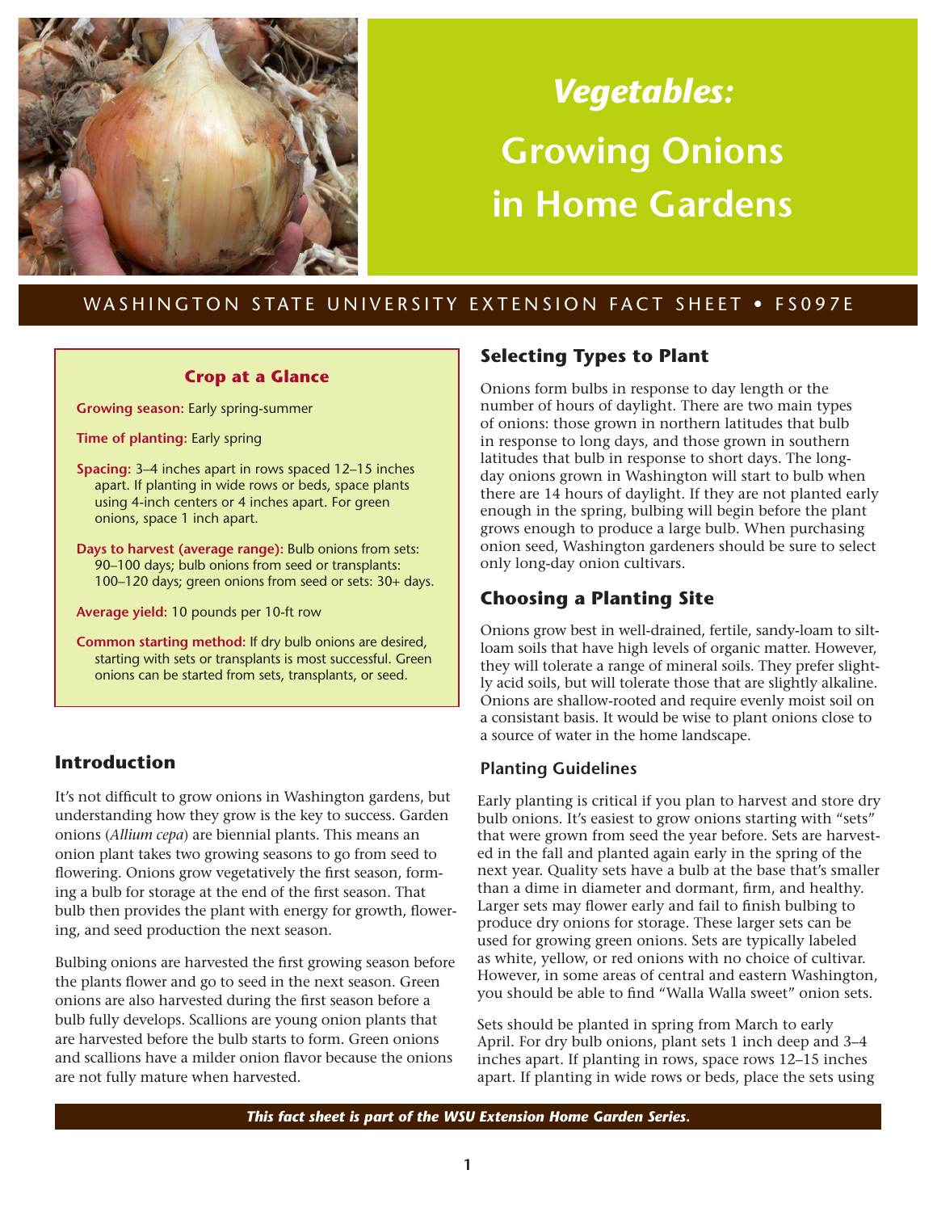# *Vegetables:* Growing Onions in Home Gardens

WASHINGTON STATE UNIVERSITY EXTENSION FACT SHEET • FS097E

### Crop at a Glance

**Growing season:** Early spring-summer

**Time of planting:** Early spring

**Spacing:** 3–4 inches apart in rows spaced 12–15 inches apart. If planting in wide rows or beds, space plants using 4-inch centers or 4 inches apart. For green onions, space 1 inch apart.

**Days to harvest (average range):** Bulb onions from sets: 90–100 days; bulb onions from seed or transplants: 100–120 days; green onions from seed or sets: 30+ days.

**Average yield:** 10 pounds per 10-ft row

**Common starting method:** If dry bulb onions are desired, starting with sets or transplants is most successful. Green onions can be started from sets, transplants, or seed.

## Introduction

It's not difficult to grow onions in Washington gardens, but understanding how they grow is the key to success. Garden onions (*Allium cepa*) are biennial plants. This means an onion plant takes two growing seasons to go from seed to flowering. Onions grow vegetatively the first season, forming a bulb for storage at the end of the first season. That bulb then provides the plant with energy for growth, flowering, and seed production the next season.

Bulbing onions are harvested the first growing season before the plants flower and go to seed in the next season. Green onions are also harvested during the first season before a bulb fully develops. Scallions are young onion plants that are harvested before the bulb starts to form. Green onions and scallions have a milder onion flavor because the onions are not fully mature when harvested.

## Selecting Types to Plant

Onions form bulbs in response to day length or the number of hours of daylight. There are two main types of onions: those grown in northern latitudes that bulb in response to long days, and those grown in southern latitudes that bulb in response to short days. The long-day onions grown in Washington will start to bulb when there are 14 hours of daylight. If they are not planted early enough in the spring, bulbing will begin before the plant grows enough to produce a large bulb. When purchasing onion seed, Washington gardeners should be sure to select only long-day onion cultivars.

## Choosing a Planting Site

Onions grow best in well-drained, fertile, sandy-loam to silt-loam soils that have high levels of organic matter. However, they will tolerate a range of mineral soils. They prefer slightly acid soils, but will tolerate those that are slightly alkaline. Onions are shallow-rooted and require evenly moist soil on a consistant basis. It would be wise to plant onions close to a source of water in the home landscape.

### Planting Guidelines

Early planting is critical if you plan to harvest and store dry bulb onions. It's easiest to grow onions starting with "sets" that were grown from seed the year before. Sets are harvested in the fall and planted again early in the spring of the next year. Quality sets have a bulb at the base that's smaller than a dime in diameter and dormant, firm, and healthy. Larger sets may flower early and fail to finish bulbing to produce dry onions for storage. These larger sets can be used for growing green onions. Sets are typically labeled as white, yellow, or red onions with no choice of cultivar. However, in some areas of central and eastern Washington, you should be able to find "Walla Walla sweet" onion sets.

Sets should be planted in spring from March to early April. For dry bulb onions, plant sets 1 inch deep and 3–4 inches apart. If planting in rows, space rows 12–15 inches apart. If planting in wide rows or beds, place the sets using

*This fact sheet is part of the WSU Extension Home Garden Series.*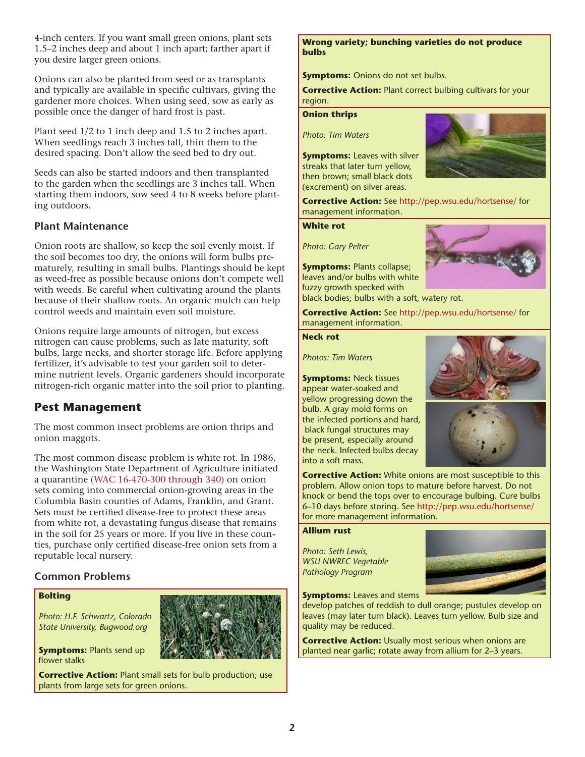4-inch centers. If you want small green onions, plant sets 1.5–2 inches deep and about 1 inch apart; farther apart if you desire larger green onions.

Onions can also be planted from seed or as transplants and typically are available in specific cultivars, giving the gardener more choices. When using seed, sow as early as possible once the danger of hard frost is past.

Plant seed 1/2 to 1 inch deep and 1.5 to 2 inches apart. When seedlings reach 3 inches tall, thin them to the desired spacing. Don't allow the seed bed to dry out.

Seeds can also be started indoors and then transplanted to the garden when the seedlings are 3 inches tall. When starting them indoors, sow seed 4 to 8 weeks before planting outdoors.

### Plant Maintenance

Onion roots are shallow, so keep the soil evenly moist. If the soil becomes too dry, the onions will form bulbs prematurely, resulting in small bulbs. Plantings should be kept as weed-free as possible because onions don't compete well with weeds. Be careful when cultivating around the plants because of their shallow roots. An organic mulch can help control weeds and maintain even soil moisture.

Onions require large amounts of nitrogen, but excess nitrogen can cause problems, such as late maturity, soft bulbs, large necks, and shorter storage life. Before applying fertilizer, it's advisable to test your garden soil to determine nutrient levels. Organic gardeners should incorporate nitrogen-rich organic matter into the soil prior to planting.

## Pest Management

The most common insect problems are onion thrips and onion maggots.

The most common disease problem is white rot. In 1986, the Washington State Department of Agriculture initiated a quarantine (WAC 16-470-300 through 340) on onion sets coming into commercial onion-growing areas in the Columbia Basin counties of Adams, Franklin, and Grant. Sets must be certified disease-free to protect these areas from white rot, a devastating fungus disease that remains in the soil for 25 years or more. If you live in these counties, purchase only certified disease-free onion sets from a reputable local nursery.

### Common Problems

**Bolting**

*Photo: H.F. Schwartz, Colorado State University, Bugwood.org*

**Symptoms:** Plants send up flower stalks

**Corrective Action:** Plant small sets for bulb production; use plants from large sets for green onions.

**Wrong variety; bunching varieties do not produce bulbs**

**Symptoms:** Onions do not set bulbs.

**Corrective Action:** Plant correct bulbing cultivars for your region.

**Onion thrips**

*Photo: Tim Waters*

**Symptoms:** Leaves with silver streaks that later turn yellow, then brown; small black dots (excrement) on silver areas.

**Corrective Action:** See http://pep.wsu.edu/hortsense/ for management information.

**White rot**

*Photo: Gary Pelter*

**Symptoms:** Plants collapse; leaves and/or bulbs with white fuzzy growth specked with black bodies; bulbs with a soft, watery rot.

**Corrective Action:** See http://pep.wsu.edu/hortsense/ for management information.

**Neck rot**

*Photos: Tim Waters*

**Symptoms:** Neck tissues appear water-soaked and yellow progressing down the bulb. A gray mold forms on the infected portions and hard, black fungal structures may be present, especially around the neck. Infected bulbs decay into a soft mass.

**Corrective Action:** White onions are most susceptible to this problem. Allow onion tops to mature before harvest. Do not knock or bend the tops over to encourage bulbing. Cure bulbs 6–10 days before storing. See http://pep.wsu.edu/hortsense/ for more management information.

**Allium rust**

*Photo: Seth Lewis, WSU NWREC Vegetable Pathology Program*

**Symptoms:** Leaves and stems develop patches of reddish to dull orange; pustules develop on leaves (may later turn black). Leaves turn yellow. Bulb size and quality may be reduced.

**Corrective Action:** Usually most serious when onions are planted near garlic; rotate away from allium for 2–3 years.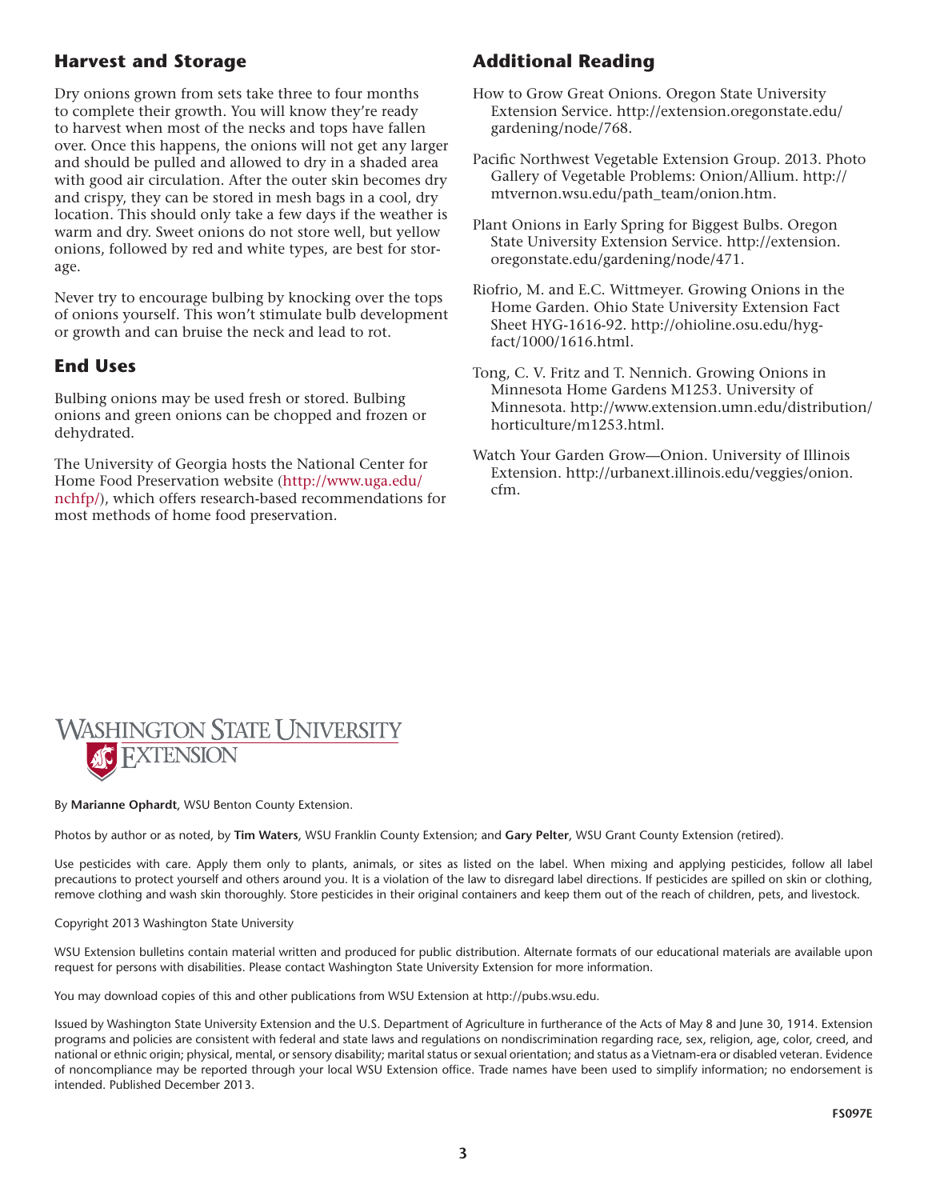## Harvest and Storage

Dry onions grown from sets take three to four months to complete their growth. You will know they're ready to harvest when most of the necks and tops have fallen over. Once this happens, the onions will not get any larger and should be pulled and allowed to dry in a shaded area with good air circulation. After the outer skin becomes dry and crispy, they can be stored in mesh bags in a cool, dry location. This should only take a few days if the weather is warm and dry. Sweet onions do not store well, but yellow onions, followed by red and white types, are best for storage.

Never try to encourage bulbing by knocking over the tops of onions yourself. This won't stimulate bulb development or growth and can bruise the neck and lead to rot.

## End Uses

Bulbing onions may be used fresh or stored. Bulbing onions and green onions can be chopped and frozen or dehydrated.

The University of Georgia hosts the National Center for Home Food Preservation website (http://www.uga.edu/nchfp/), which offers research-based recommendations for most methods of home food preservation.

## Additional Reading

How to Grow Great Onions. Oregon State University Extension Service. http://extension.oregonstate.edu/gardening/node/768.

Pacific Northwest Vegetable Extension Group. 2013. Photo Gallery of Vegetable Problems: Onion/Allium. http://mtvernon.wsu.edu/path_team/onion.htm.

Plant Onions in Early Spring for Biggest Bulbs. Oregon State University Extension Service. http://extension.oregonstate.edu/gardening/node/471.

Riofrio, M. and E.C. Wittmeyer. Growing Onions in the Home Garden. Ohio State University Extension Fact Sheet HYG-1616-92. http://ohioline.osu.edu/hyg-fact/1000/1616.html.

Tong, C. V. Fritz and T. Nennich. Growing Onions in Minnesota Home Gardens M1253. University of Minnesota. http://www.extension.umn.edu/distribution/horticulture/m1253.html.

Watch Your Garden Grow—Onion. University of Illinois Extension. http://urbanext.illinois.edu/veggies/onion.cfm.

WASHINGTON STATE UNIVERSITY EXTENSION

By **Marianne Ophardt**, WSU Benton County Extension.

Photos by author or as noted, by **Tim Waters**, WSU Franklin County Extension; and **Gary Pelter**, WSU Grant County Extension (retired).

Use pesticides with care. Apply them only to plants, animals, or sites as listed on the label. When mixing and applying pesticides, follow all label precautions to protect yourself and others around you. It is a violation of the law to disregard label directions. If pesticides are spilled on skin or clothing, remove clothing and wash skin thoroughly. Store pesticides in their original containers and keep them out of the reach of children, pets, and livestock.

Copyright 2013 Washington State University

WSU Extension bulletins contain material written and produced for public distribution. Alternate formats of our educational materials are available upon request for persons with disabilities. Please contact Washington State University Extension for more information.

You may download copies of this and other publications from WSU Extension at http://pubs.wsu.edu.

Issued by Washington State University Extension and the U.S. Department of Agriculture in furtherance of the Acts of May 8 and June 30, 1914. Extension programs and policies are consistent with federal and state laws and regulations on nondiscrimination regarding race, sex, religion, age, color, creed, and national or ethnic origin; physical, mental, or sensory disability; marital status or sexual orientation; and status as a Vietnam-era or disabled veteran. Evidence of noncompliance may be reported through your local WSU Extension office. Trade names have been used to simplify information; no endorsement is intended. Published December 2013.

**FS097E**